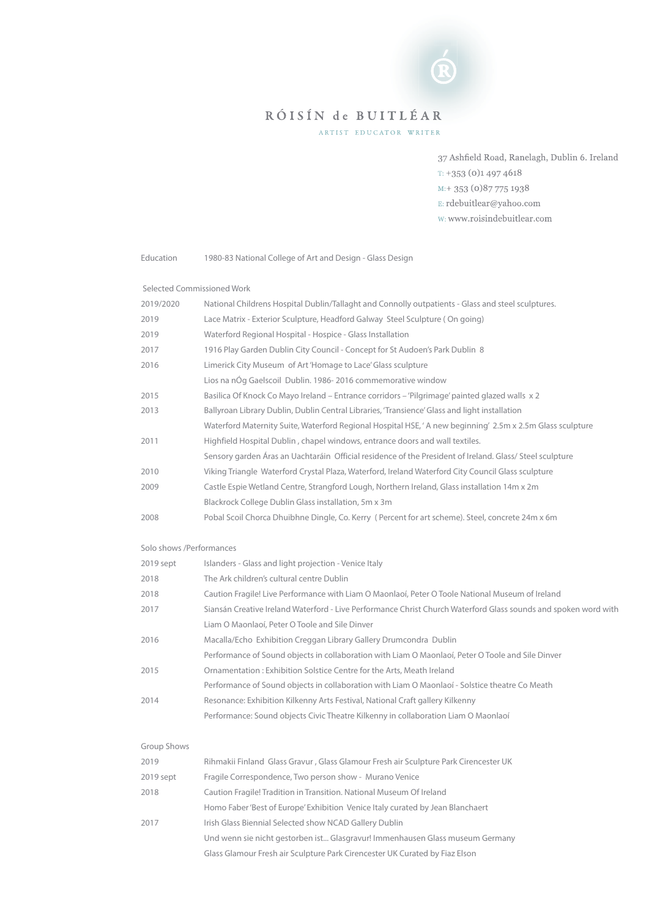# RÓISÍN de BUITLÉAR

ARTIST EDUCATOR WRITER

37 Ashfield Road, Ranelagh, Dublin 6. Ireland
T: +353 (0)1 497 4618
M:+ 353 (0)87 775 1938
E: rdebuitlear@yahoo.com
W: www.roisindebuitlear.com

## Education

| | |
|---|---|
| 1980-83 | National College of Art and Design - Glass Design |

## Selected Commissioned Work

| | |
|---|---|
| 2019/2020 | National Childrens Hospital Dublin/Tallaght and Connolly outpatients - Glass and steel sculptures. |
| 2019 | Lace Matrix - Exterior Sculpture, Headford Galway Steel Sculpture ( On going) |
| 2019 | Waterford Regional Hospital - Hospice - Glass Installation |
| 2017 | 1916 Play Garden Dublin City Council - Concept for St Audoen's Park Dublin 8 |
| 2016 | Limerick City Museum of Art 'Homage to Lace' Glass sculpture |
| | Lios na nÓg Gaelscoil Dublin. 1986- 2016 commemorative window |
| 2015 | Basilica Of Knock Co Mayo Ireland – Entrance corridors – 'Pilgrimage' painted glazed walls x 2 |
| 2013 | Ballyroan Library Dublin, Dublin Central Libraries, 'Transience' Glass and light installation |
| | Waterford Maternity Suite, Waterford Regional Hospital HSE, ' A new beginning' 2.5m x 2.5m Glass sculpture |
| 2011 | Highfield Hospital Dublin , chapel windows, entrance doors and wall textiles. |
| | Sensory garden Áras an Uachtaráin Official residence of the President of Ireland. Glass/ Steel sculpture |
| 2010 | Viking Triangle Waterford Crystal Plaza, Waterford, Ireland Waterford City Council Glass sculpture |
| 2009 | Castle Espie Wetland Centre, Strangford Lough, Northern Ireland, Glass installation 14m x 2m |
| | Blackrock College Dublin Glass installation, 5m x 3m |
| 2008 | Pobal Scoil Chorca Dhuibhne Dingle, Co. Kerry ( Percent for art scheme). Steel, concrete 24m x 6m |

## Solo shows /Performances

| | |
|---|---|
| 2019 sept | Islanders - Glass and light projection - Venice Italy |
| 2018 | The Ark children's cultural centre Dublin |
| 2018 | Caution Fragile! Live Performance with Liam O Maonlaoí, Peter O Toole National Museum of Ireland |
| 2017 | Siansán Creative Ireland Waterford - Live Performance Christ Church Waterford Glass sounds and spoken word with Liam O Maonlaoí, Peter O Toole and Sile Dinver |
| 2016 | Macalla/Echo Exhibition Creggan Library Gallery Drumcondra Dublin |
| | Performance of Sound objects in collaboration with Liam O Maonlaoí, Peter O Toole and Sile Dinver |
| 2015 | Ornamentation : Exhibition Solstice Centre for the Arts, Meath Ireland |
| | Performance of Sound objects in collaboration with Liam O Maonlaoi - Solstice theatre Co Meath |
| 2014 | Resonance: Exhibition Kilkenny Arts Festival, National Craft gallery Kilkenny |
| | Performance: Sound objects Civic Theatre Kilkenny in collaboration Liam O Maonlaoí |

## Group Shows

| | |
|---|---|
| 2019 | Rihmakii Finland Glass Gravur , Glass Glamour Fresh air Sculpture Park Cirencester UK |
| 2019 sept | Fragile Correspondence, Two person show - Murano Venice |
| 2018 | Caution Fragile! Tradition in Transition. National Museum Of Ireland |
| | Homo Faber 'Best of Europe' Exhibition Venice Italy curated by Jean Blanchaert |
| 2017 | Irish Glass Biennial Selected show NCAD Gallery Dublin |
| | Und wenn sie nicht gestorben ist... Glasgravur! Immenhausen Glass museum Germany |
| | Glass Glamour Fresh air Sculpture Park Cirencester UK Curated by Fiaz Elson |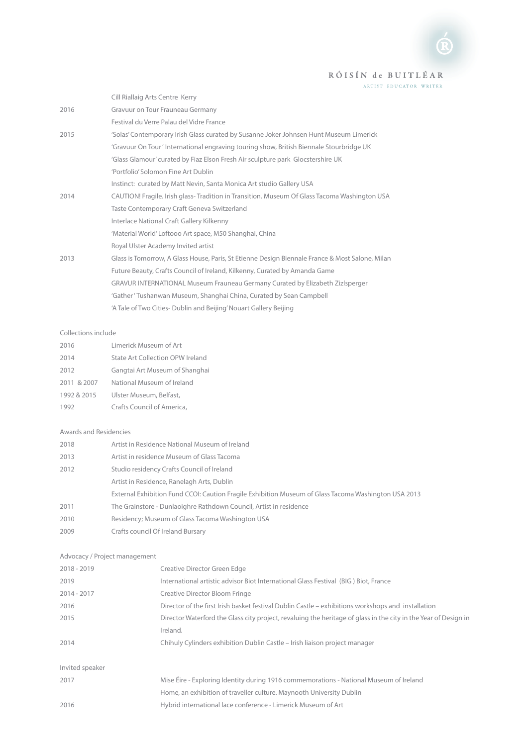| | |
|---|---|
| | Cill Riallaig Arts Centre Kerry |
| 2016 | Gravuur on Tour Frauneau Germany |
| | Festival du Verre Palau del Vidre France |
| 2015 | 'Solas' Contemporary Irish Glass curated by Susanne Joker Johnsen Hunt Museum Limerick |
| | 'Gravuur On Tour ' International engraving touring show, British Biennale Stourbridge UK |
| | 'Glass Glamour' curated by Fiaz Elson Fresh Air sculpture park Glocstershire UK |
| | 'Portfolio' Solomon Fine Art Dublin |
| | Instinct: curated by Matt Nevin, Santa Monica Art studio Gallery USA |
| 2014 | CAUTION! Fragile. Irish glass- Tradition in Transition. Museum Of Glass Tacoma Washington USA |
| | Taste Contemporary Craft Geneva Switzerland |
| | Interlace National Craft Gallery Kilkenny |
| | 'Material World' Loftooo Art space, M50 Shanghai, China |
| | Royal Ulster Academy Invited artist |
| 2013 | Glass is Tomorrow, A Glass House, Paris, St Etienne Design Biennale France & Most Salone, Milan |
| | Future Beauty, Crafts Council of Ireland, Kilkenny, Curated by Amanda Game |
| | GRAVUR INTERNATIONAL Museum Frauneau Germany Curated by Elizabeth Zizlsperger |
| | 'Gather' Tushanwan Museum, Shanghai China, Curated by Sean Campbell |
| | 'A Tale of Two Cities- Dublin and Beijing' Nouart Gallery Beijing |

## Collections include

| | |
|---|---|
| 2016 | Limerick Museum of Art |
| 2014 | State Art Collection OPW Ireland |
| 2012 | Gangtai Art Museum of Shanghai |
| 2011 & 2007 | National Museum of Ireland |
| 1992 & 2015 | Ulster Museum, Belfast, |
| 1992 | Crafts Council of America, |

## Awards and Residencies

| | |
|---|---|
| 2018 | Artist in Residence National Museum of Ireland |
| 2013 | Artist in residence Museum of Glass Tacoma |
| 2012 | Studio residency Crafts Council of Ireland |
| | Artist in Residence, Ranelagh Arts, Dublin |
| | External Exhibition Fund CCOI: Caution Fragile Exhibition Museum of Glass Tacoma Washington USA 2013 |
| 2011 | The Grainstore - Dunlaoighre Rathdown Council, Artist in residence |
| 2010 | Residency; Museum of Glass Tacoma Washington USA |
| 2009 | Crafts council Of Ireland Bursary |

## Advocacy / Project management

| | |
|---|---|
| 2018 - 2019 | Creative Director Green Edge |
| 2019 | International artistic advisor Biot International Glass Festival (BIG ) Biot, France |
| 2014 - 2017 | Creative Director Bloom Fringe |
| 2016 | Director of the first Irish basket festival Dublin Castle – exhibitions workshops and installation |
| 2015 | Director Waterford the Glass city project, revaluing the heritage of glass in the city in the Year of Design in Ireland. |
| 2014 | Chihuly Cylinders exhibition Dublin Castle – Irish liaison project manager |

## Invited speaker

| | |
|---|---|
| 2017 | Mise Éire - Exploring Identity during 1916 commemorations - National Museum of Ireland |
| | Home, an exhibition of traveller culture. Maynooth University Dublin |
| 2016 | Hybrid international lace conference - Limerick Museum of Art |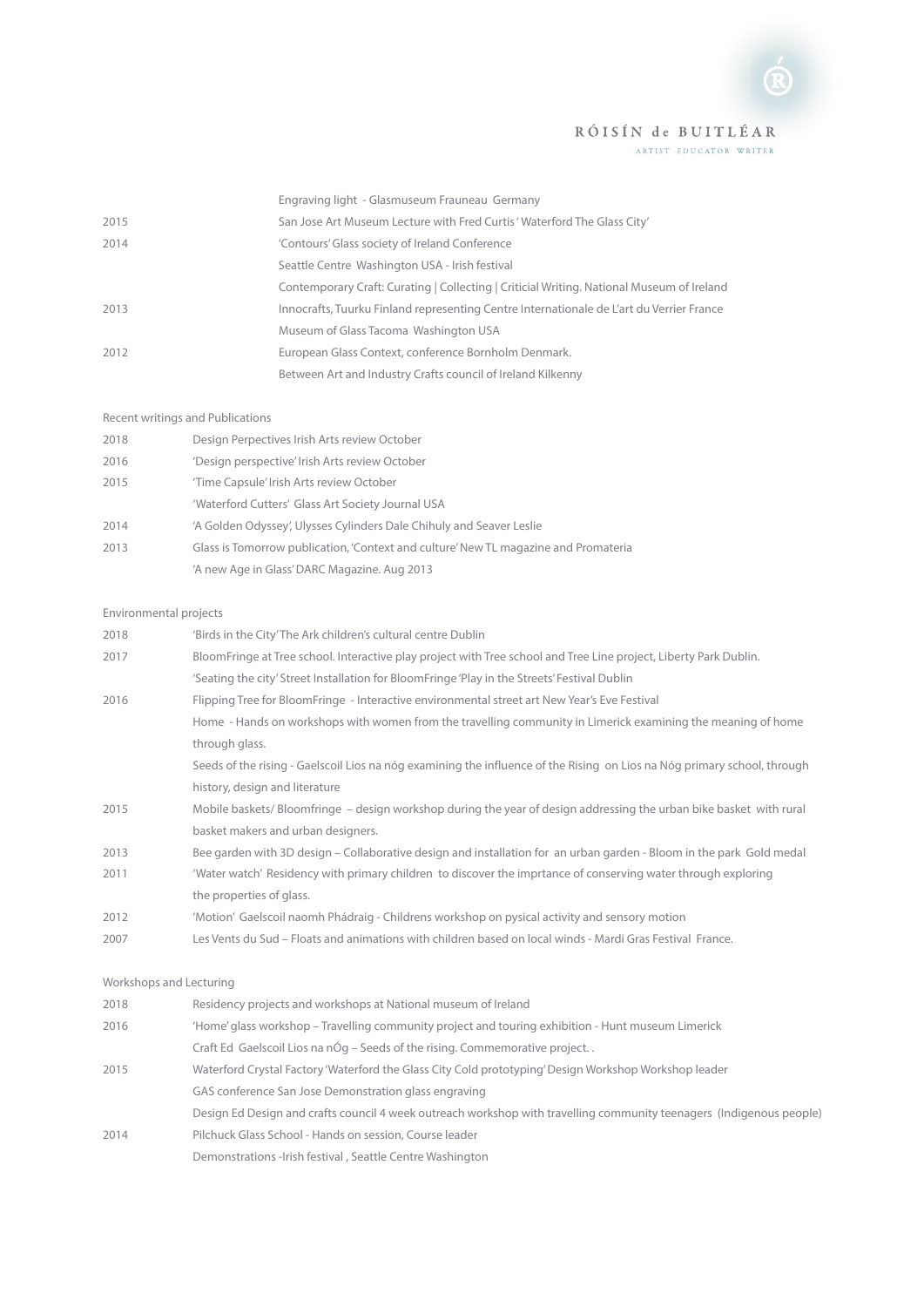| | |
|---|---|
| | Engraving light - Glasmuseum Frauneau Germany |
| 2015 | San Jose Art Museum Lecture with Fred Curtis ' Waterford The Glass City' |
| 2014 | 'Contours' Glass society of Ireland Conference |
| | Seattle Centre Washington USA - Irish festival |
| | Contemporary Craft: Curating \| Collecting \| Criticial Writing. National Museum of Ireland |
| 2013 | Innocrafts, Tuurku Finland representing Centre Internationale de L'art du Verrier France |
| | Museum of Glass Tacoma Washington USA |
| 2012 | European Glass Context, conference Bornholm Denmark. |
| | Between Art and Industry Crafts council of Ireland Kilkenny |

Recent writings and Publications

| | |
|---|---|
| 2018 | Design Perpectives Irish Arts review October |
| 2016 | 'Design perspective' Irish Arts review October |
| 2015 | 'Time Capsule' Irish Arts review October |
| | 'Waterford Cutters' Glass Art Society Journal USA |
| 2014 | 'A Golden Odyssey', Ulysses Cylinders Dale Chihuly and Seaver Leslie |
| 2013 | Glass is Tomorrow publication, 'Context and culture' New TL magazine and Promateria |
| | 'A new Age in Glass' DARC Magazine. Aug 2013 |

Environmental projects

| | |
|---|---|
| 2018 | 'Birds in the City' The Ark children's cultural centre Dublin |
| 2017 | BloomFringe at Tree school. Interactive play project with Tree school and Tree Line project, Liberty Park Dublin. |
| | 'Seating the city' Street Installation for BloomFringe 'Play in the Streets' Festival Dublin |
| 2016 | Flipping Tree for BloomFringe - Interactive environmental street art New Year's Eve Festival |
| | Home - Hands on workshops with women from the travelling community in Limerick examining the meaning of home through glass. |
| | Seeds of the rising - Gaelscoil Lios na nóg examining the influence of the Rising on Lios na Nóg primary school, through history, design and literature |
| 2015 | Mobile baskets/ Bloomfringe – design workshop during the year of design addressing the urban bike basket with rural basket makers and urban designers. |
| 2013 | Bee garden with 3D design – Collaborative design and installation for an urban garden - Bloom in the park Gold medal |
| 2011 | 'Water watch' Residency with primary children to discover the imprtance of conserving water through exploring the properties of glass. |
| 2012 | 'Motion' Gaelscoil naomh Phádraig - Childrens workshop on pysical activity and sensory motion |
| 2007 | Les Vents du Sud – Floats and animations with children based on local winds - Mardi Gras Festival France. |

Workshops and Lecturing

| | |
|---|---|
| 2018 | Residency projects and workshops at National museum of Ireland |
| 2016 | 'Home' glass workshop – Travelling community project and touring exhibition - Hunt museum Limerick |
| | Craft Ed Gaelscoil Lios na nÓg – Seeds of the rising. Commemorative project. . |
| 2015 | Waterford Crystal Factory 'Waterford the Glass City Cold prototyping' Design Workshop Workshop leader |
| | GAS conference San Jose Demonstration glass engraving |
| | Design Ed Design and crafts council 4 week outreach workshop with travelling community teenagers (Indigenous people) |
| 2014 | Pilchuck Glass School - Hands on session, Course leader |
| | Demonstrations -Irish festival , Seattle Centre Washington |